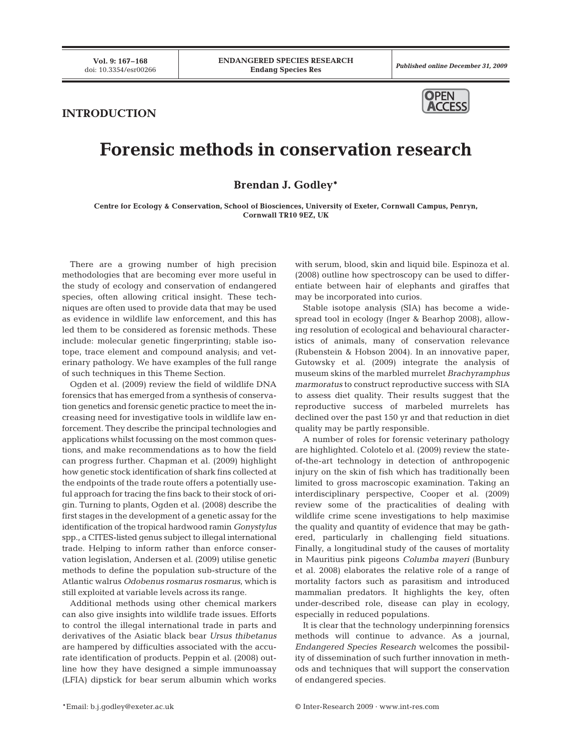INTRODUCTION

# Forensic methods in conservation research

**Brendan J. Godley***

**Centre for Ecology & Conservation, School of Biosciences, University of Exeter, Cornwall Campus, Penryn, Cornwall TR10 9EZ, UK**

There are a growing number of high precision methodologies that are becoming ever more useful in the study of ecology and conservation of endangered species, often allowing critical insight. These techniques are often used to provide data that may be used as evidence in wildlife law enforcement, and this has led them to be considered as forensic methods. These include: molecular genetic fingerprinting; stable isotope, trace element and compound analysis; and veterinary pathology. We have examples of the full range of such techniques in this Theme Section.

Ogden et al. (2009) review the field of wildlife DNA forensics that has emerged from a synthesis of conservation genetics and forensic genetic practice to meet the increasing need for investigative tools in wildlife law enforcement. They describe the principal technologies and applications whilst focussing on the most common questions, and make recommendations as to how the field can progress further. Chapman et al. (2009) highlight how genetic stock identification of shark fins collected at the endpoints of the trade route offers a potentially useful approach for tracing the fins back to their stock of origin. Turning to plants, Ogden et al. (2008) describe the first stages in the development of a genetic assay for the identification of the tropical hardwood ramin *Gonystylus* spp., a CITES-listed genus subject to illegal international trade. Helping to inform rather than enforce conservation legislation, Andersen et al. (2009) utilise genetic methods to define the population sub-structure of the Atlantic walrus *Odobenus rosmarus rosmarus*, which is still exploited at variable levels across its range.

Additional methods using other chemical markers can also give insights into wildlife trade issues. Efforts to control the illegal international trade in parts and derivatives of the Asiatic black bear *Ursus thibetanus* are hampered by difficulties associated with the accurate identification of products. Peppin et al. (2008) outline how they have designed a simple immunoassay (LFIA) dipstick for bear serum albumin which works with serum, blood, skin and liquid bile. Espinoza et al. (2008) outline how spectroscopy can be used to differentiate between hair of elephants and giraffes that may be incorporated into curios.

Stable isotope analysis (SIA) has become a widespread tool in ecology (Inger & Bearhop 2008), allowing resolution of ecological and behavioural characteristics of animals, many of conservation relevance (Rubenstein & Hobson 2004). In an innovative paper, Gutowsky et al. (2009) integrate the analysis of museum skins of the marbled murrelet *Brachyramphus marmoratus* to construct reproductive success with SIA to assess diet quality. Their results suggest that the reproductive success of marbeled murrelets has declined over the past 150 yr and that reduction in diet quality may be partly responsible.

A number of roles for forensic veterinary pathology are highlighted. Colotelo et al. (2009) review the state-of-the-art technology in detection of anthropogenic injury on the skin of fish which has traditionally been limited to gross macroscopic examination. Taking an interdisciplinary perspective, Cooper et al. (2009) review some of the practicalities of dealing with wildlife crime scene investigations to help maximise the quality and quantity of evidence that may be gathered, particularly in challenging field situations. Finally, a longitudinal study of the causes of mortality in Mauritius pink pigeons *Columba mayeri* (Bunbury et al. 2008) elaborates the relative role of a range of mortality factors such as parasitism and introduced mammalian predators. It highlights the key, often under-described role, disease can play in ecology, especially in reduced populations.

It is clear that the technology underpinning forensics methods will continue to advance. As a journal, *Endangered Species Research* welcomes the possibility of dissemination of such further innovation in methods and techniques that will support the conservation of endangered species.

*Email: b.j.godley@exeter.ac.uk

© Inter-Research 2009 · www.int-res.com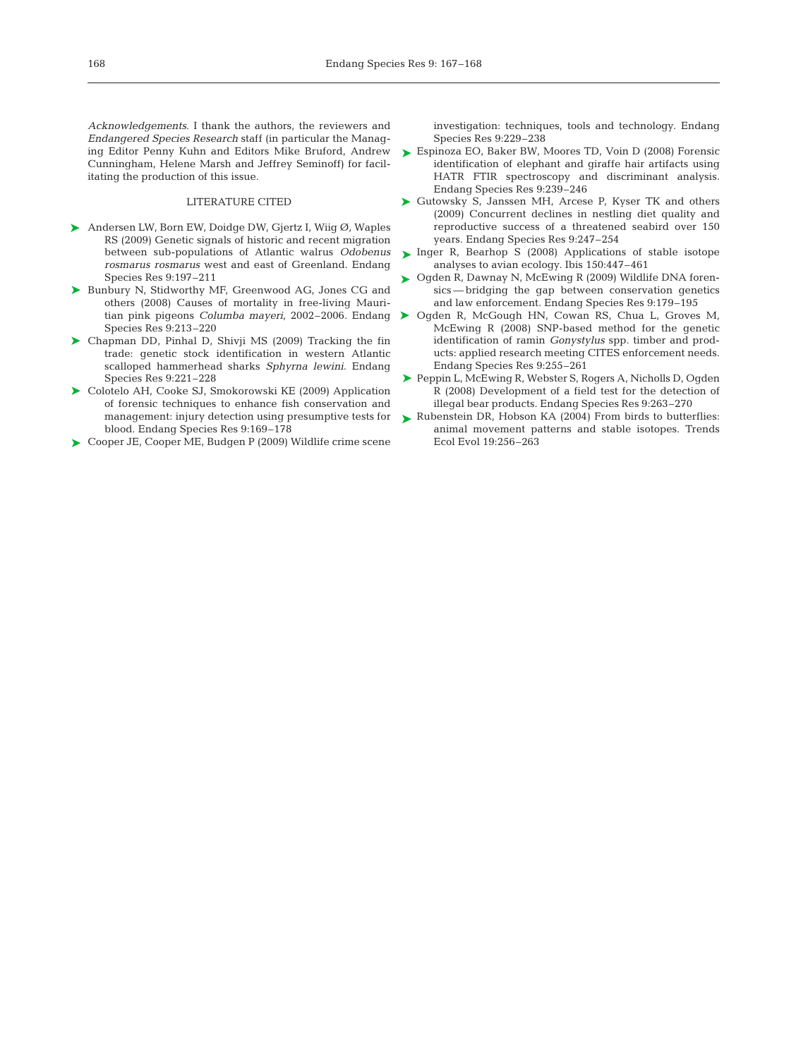*Acknowledgements*. I thank the authors, the reviewers and *Endangered Species Research* staff (in particular the Managing Editor Penny Kuhn and Editors Mike Bruford, Andrew Cunningham, Helene Marsh and Jeffrey Seminoff) for facilitating the production of this issue.

## LITERATURE CITED

- Andersen LW, Born EW, Doidge DW, Gjertz I, Wiig Ø, Waples RS (2009) Genetic signals of historic and recent migration between sub-populations of Atlantic walrus *Odobenus rosmarus rosmarus* west and east of Greenland. Endang Species Res 9:197–211
- Bunbury N, Stidworthy MF, Greenwood AG, Jones CG and others (2008) Causes of mortality in free-living Mauritian pink pigeons *Columba mayeri*, 2002–2006. Endang Species Res 9:213–220
- Chapman DD, Pinhal D, Shivji MS (2009) Tracking the fin trade: genetic stock identification in western Atlantic scalloped hammerhead sharks *Sphyrna lewini*. Endang Species Res 9:221–228
- Colotelo AH, Cooke SJ, Smokorowski KE (2009) Application of forensic techniques to enhance fish conservation and management: injury detection using presumptive tests for blood. Endang Species Res 9:169–178
- Cooper JE, Cooper ME, Budgen P (2009) Wildlife crime scene investigation: techniques, tools and technology. Endang Species Res 9:229–238
- Espinoza EO, Baker BW, Moores TD, Voin D (2008) Forensic identification of elephant and giraffe hair artifacts using HATR FTIR spectroscopy and discriminant analysis. Endang Species Res 9:239–246
- Gutowsky S, Janssen MH, Arcese P, Kyser TK and others (2009) Concurrent declines in nestling diet quality and reproductive success of a threatened seabird over 150 years. Endang Species Res 9:247–254
- Inger R, Bearhop S (2008) Applications of stable isotope analyses to avian ecology. Ibis 150:447–461
- Ogden R, Dawnay N, McEwing R (2009) Wildlife DNA forensics — bridging the gap between conservation genetics and law enforcement. Endang Species Res 9:179–195
- Ogden R, McGough HN, Cowan RS, Chua L, Groves M, McEwing R (2008) SNP-based method for the genetic identification of ramin *Gonystylus* spp. timber and products: applied research meeting CITES enforcement needs. Endang Species Res 9:255–261
- Peppin L, McEwing R, Webster S, Rogers A, Nicholls D, Ogden R (2008) Development of a field test for the detection of illegal bear products. Endang Species Res 9:263–270
- Rubenstein DR, Hobson KA (2004) From birds to butterflies: animal movement patterns and stable isotopes. Trends Ecol Evol 19:256–263